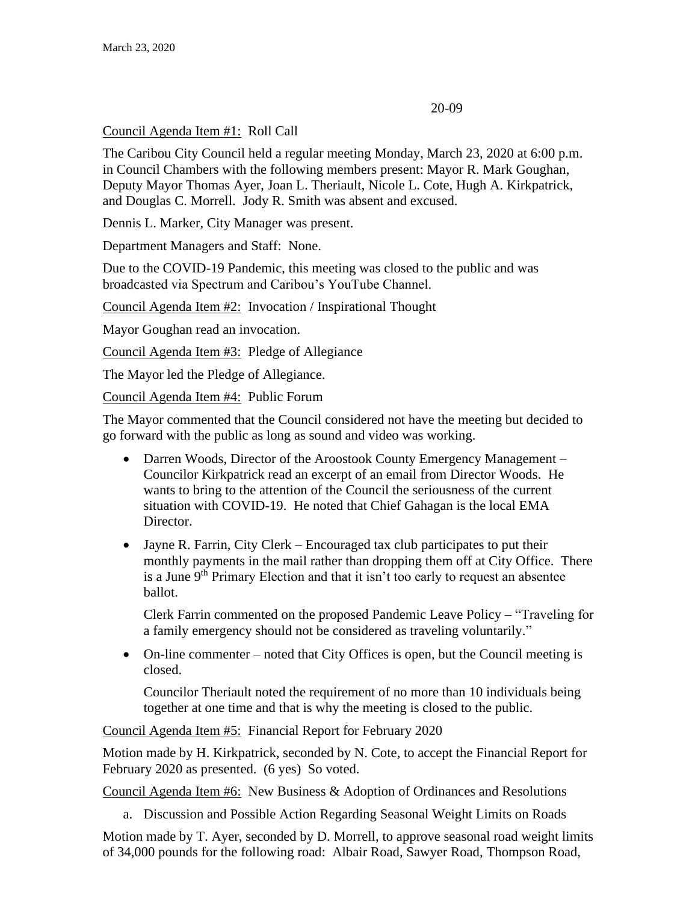March 23, 2020

20-09

Council Agenda Item #1: Roll Call

The Caribou City Council held a regular meeting Monday, March 23, 2020 at 6:00 p.m. in Council Chambers with the following members present: Mayor R. Mark Goughan, Deputy Mayor Thomas Ayer, Joan L. Theriault, Nicole L. Cote, Hugh A. Kirkpatrick, and Douglas C. Morrell. Jody R. Smith was absent and excused.

Dennis L. Marker, City Manager was present.

Department Managers and Staff: None.

Due to the COVID-19 Pandemic, this meeting was closed to the public and was broadcasted via Spectrum and Caribou's YouTube Channel.

Council Agenda Item #2: Invocation / Inspirational Thought

Mayor Goughan read an invocation.

Council Agenda Item #3: Pledge of Allegiance

The Mayor led the Pledge of Allegiance.

Council Agenda Item #4: Public Forum

The Mayor commented that the Council considered not have the meeting but decided to go forward with the public as long as sound and video was working.

- Darren Woods, Director of the Aroostook County Emergency Management – Councilor Kirkpatrick read an excerpt of an email from Director Woods. He wants to bring to the attention of the Council the seriousness of the current situation with COVID-19. He noted that Chief Gahagan is the local EMA Director.

- Jayne R. Farrin, City Clerk – Encouraged tax club participates to put their monthly payments in the mail rather than dropping them off at City Office. There is a June 9th Primary Election and that it isn't too early to request an absentee ballot.

  Clerk Farrin commented on the proposed Pandemic Leave Policy – "Traveling for a family emergency should not be considered as traveling voluntarily."

- On-line commenter – noted that City Offices is open, but the Council meeting is closed.

  Councilor Theriault noted the requirement of no more than 10 individuals being together at one time and that is why the meeting is closed to the public.

Council Agenda Item #5: Financial Report for February 2020

Motion made by H. Kirkpatrick, seconded by N. Cote, to accept the Financial Report for February 2020 as presented. (6 yes) So voted.

Council Agenda Item #6: New Business & Adoption of Ordinances and Resolutions

a. Discussion and Possible Action Regarding Seasonal Weight Limits on Roads

Motion made by T. Ayer, seconded by D. Morrell, to approve seasonal road weight limits of 34,000 pounds for the following road: Albair Road, Sawyer Road, Thompson Road,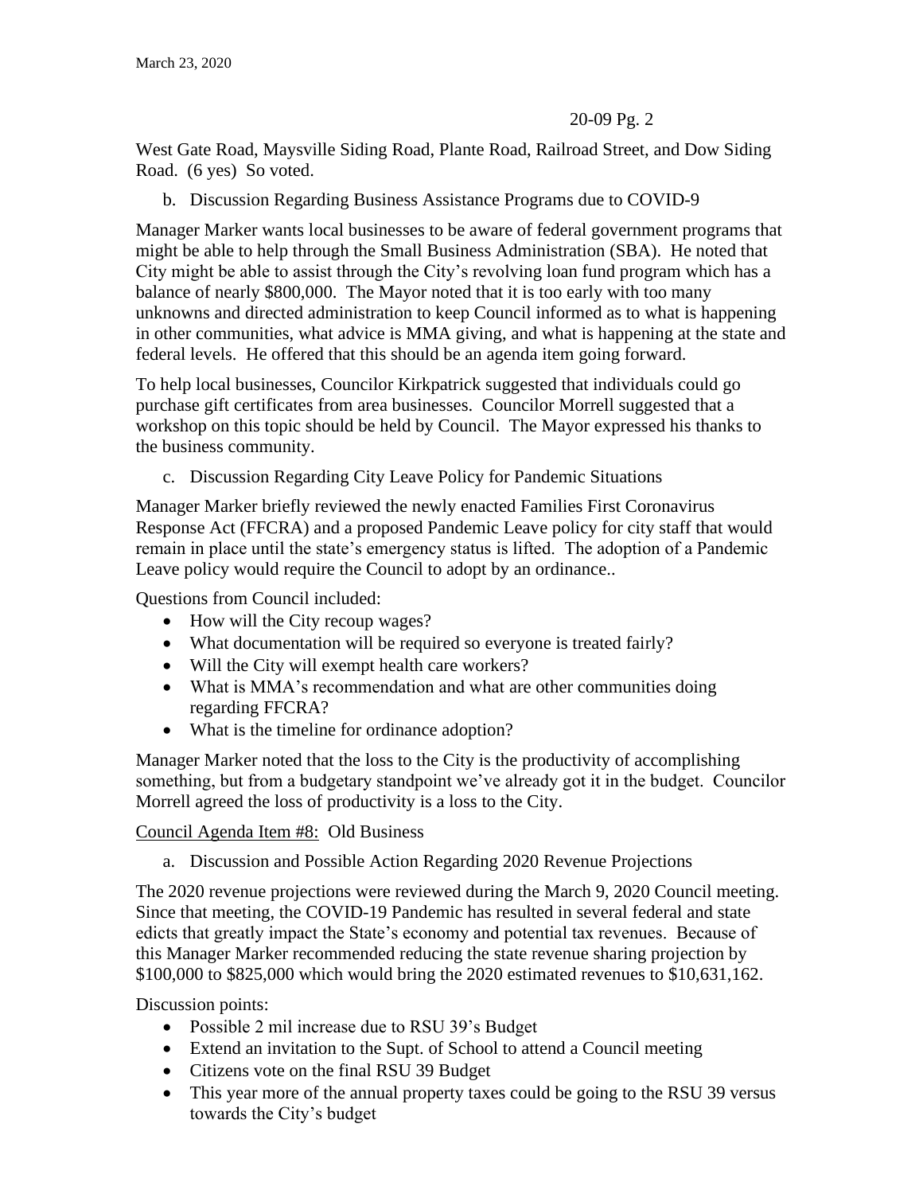West Gate Road, Maysville Siding Road, Plante Road, Railroad Street, and Dow Siding Road. (6 yes) So voted.

b. Discussion Regarding Business Assistance Programs due to COVID-9

Manager Marker wants local businesses to be aware of federal government programs that might be able to help through the Small Business Administration (SBA). He noted that City might be able to assist through the City's revolving loan fund program which has a balance of nearly $800,000. The Mayor noted that it is too early with too many unknowns and directed administration to keep Council informed as to what is happening in other communities, what advice is MMA giving, and what is happening at the state and federal levels. He offered that this should be an agenda item going forward.

To help local businesses, Councilor Kirkpatrick suggested that individuals could go purchase gift certificates from area businesses. Councilor Morrell suggested that a workshop on this topic should be held by Council. The Mayor expressed his thanks to the business community.

c. Discussion Regarding City Leave Policy for Pandemic Situations

Manager Marker briefly reviewed the newly enacted Families First Coronavirus Response Act (FFCRA) and a proposed Pandemic Leave policy for city staff that would remain in place until the state's emergency status is lifted. The adoption of a Pandemic Leave policy would require the Council to adopt by an ordinance..

Questions from Council included:

- How will the City recoup wages?
- What documentation will be required so everyone is treated fairly?
- Will the City will exempt health care workers?
- What is MMA's recommendation and what are other communities doing regarding FFCRA?
- What is the timeline for ordinance adoption?

Manager Marker noted that the loss to the City is the productivity of accomplishing something, but from a budgetary standpoint we've already got it in the budget. Councilor Morrell agreed the loss of productivity is a loss to the City.

Council Agenda Item #8: Old Business

a. Discussion and Possible Action Regarding 2020 Revenue Projections

The 2020 revenue projections were reviewed during the March 9, 2020 Council meeting. Since that meeting, the COVID-19 Pandemic has resulted in several federal and state edicts that greatly impact the State's economy and potential tax revenues. Because of this Manager Marker recommended reducing the state revenue sharing projection by $100,000 to $825,000 which would bring the 2020 estimated revenues to $10,631,162.

Discussion points:

- Possible 2 mil increase due to RSU 39's Budget
- Extend an invitation to the Supt. of School to attend a Council meeting
- Citizens vote on the final RSU 39 Budget
- This year more of the annual property taxes could be going to the RSU 39 versus towards the City's budget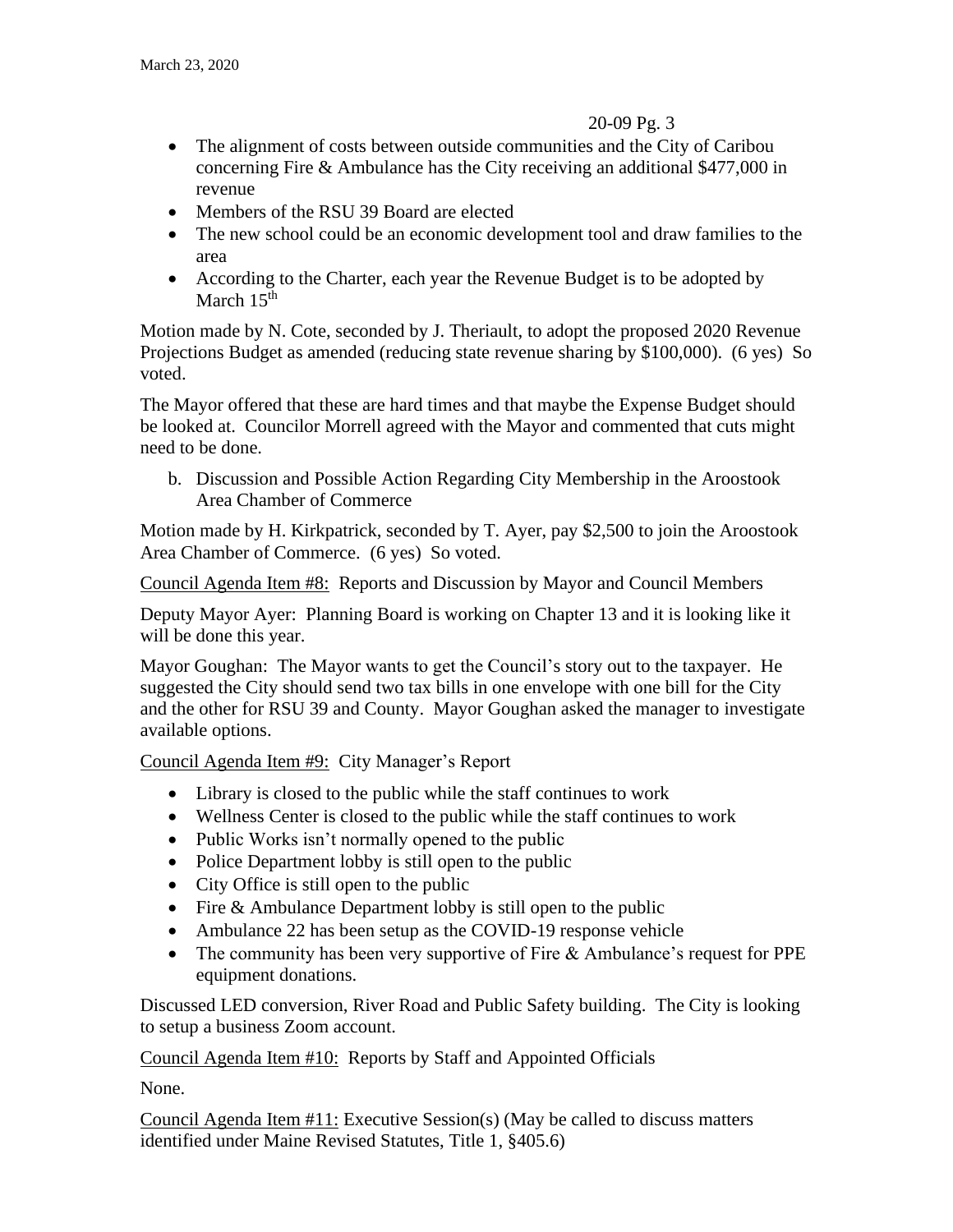- The alignment of costs between outside communities and the City of Caribou concerning Fire & Ambulance has the City receiving an additional $477,000 in revenue
- Members of the RSU 39 Board are elected
- The new school could be an economic development tool and draw families to the area
- According to the Charter, each year the Revenue Budget is to be adopted by March 15th

Motion made by N. Cote, seconded by J. Theriault, to adopt the proposed 2020 Revenue Projections Budget as amended (reducing state revenue sharing by $100,000). (6 yes) So voted.

The Mayor offered that these are hard times and that maybe the Expense Budget should be looked at. Councilor Morrell agreed with the Mayor and commented that cuts might need to be done.

b. Discussion and Possible Action Regarding City Membership in the Aroostook Area Chamber of Commerce

Motion made by H. Kirkpatrick, seconded by T. Ayer, pay $2,500 to join the Aroostook Area Chamber of Commerce. (6 yes) So voted.

Council Agenda Item #8: Reports and Discussion by Mayor and Council Members

Deputy Mayor Ayer: Planning Board is working on Chapter 13 and it is looking like it will be done this year.

Mayor Goughan: The Mayor wants to get the Council's story out to the taxpayer. He suggested the City should send two tax bills in one envelope with one bill for the City and the other for RSU 39 and County. Mayor Goughan asked the manager to investigate available options.

Council Agenda Item #9: City Manager's Report

- Library is closed to the public while the staff continues to work
- Wellness Center is closed to the public while the staff continues to work
- Public Works isn't normally opened to the public
- Police Department lobby is still open to the public
- City Office is still open to the public
- Fire & Ambulance Department lobby is still open to the public
- Ambulance 22 has been setup as the COVID-19 response vehicle
- The community has been very supportive of Fire & Ambulance's request for PPE equipment donations.

Discussed LED conversion, River Road and Public Safety building. The City is looking to setup a business Zoom account.

Council Agenda Item #10: Reports by Staff and Appointed Officials

None.

Council Agenda Item #11: Executive Session(s) (May be called to discuss matters identified under Maine Revised Statutes, Title 1, §405.6)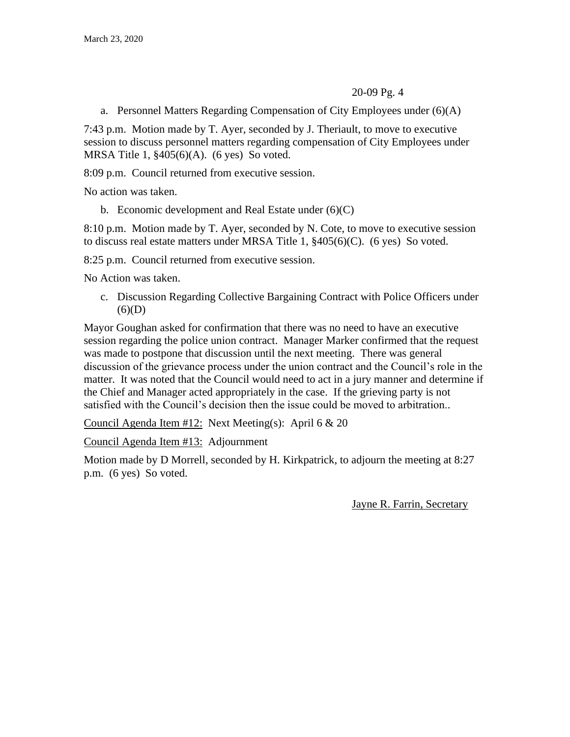a. Personnel Matters Regarding Compensation of City Employees under (6)(A)

7:43 p.m. Motion made by T. Ayer, seconded by J. Theriault, to move to executive session to discuss personnel matters regarding compensation of City Employees under MRSA Title 1, §405(6)(A). (6 yes) So voted.

8:09 p.m. Council returned from executive session.

No action was taken.

b. Economic development and Real Estate under (6)(C)

8:10 p.m. Motion made by T. Ayer, seconded by N. Cote, to move to executive session to discuss real estate matters under MRSA Title 1, §405(6)(C). (6 yes) So voted.

8:25 p.m. Council returned from executive session.

No Action was taken.

c. Discussion Regarding Collective Bargaining Contract with Police Officers under (6)(D)

Mayor Goughan asked for confirmation that there was no need to have an executive session regarding the police union contract. Manager Marker confirmed that the request was made to postpone that discussion until the next meeting. There was general discussion of the grievance process under the union contract and the Council's role in the matter. It was noted that the Council would need to act in a jury manner and determine if the Chief and Manager acted appropriately in the case. If the grieving party is not satisfied with the Council's decision then the issue could be moved to arbitration..

Council Agenda Item #12: Next Meeting(s): April 6 & 20

Council Agenda Item #13: Adjournment

Motion made by D Morrell, seconded by H. Kirkpatrick, to adjourn the meeting at 8:27 p.m. (6 yes) So voted.

Jayne R. Farrin, Secretary